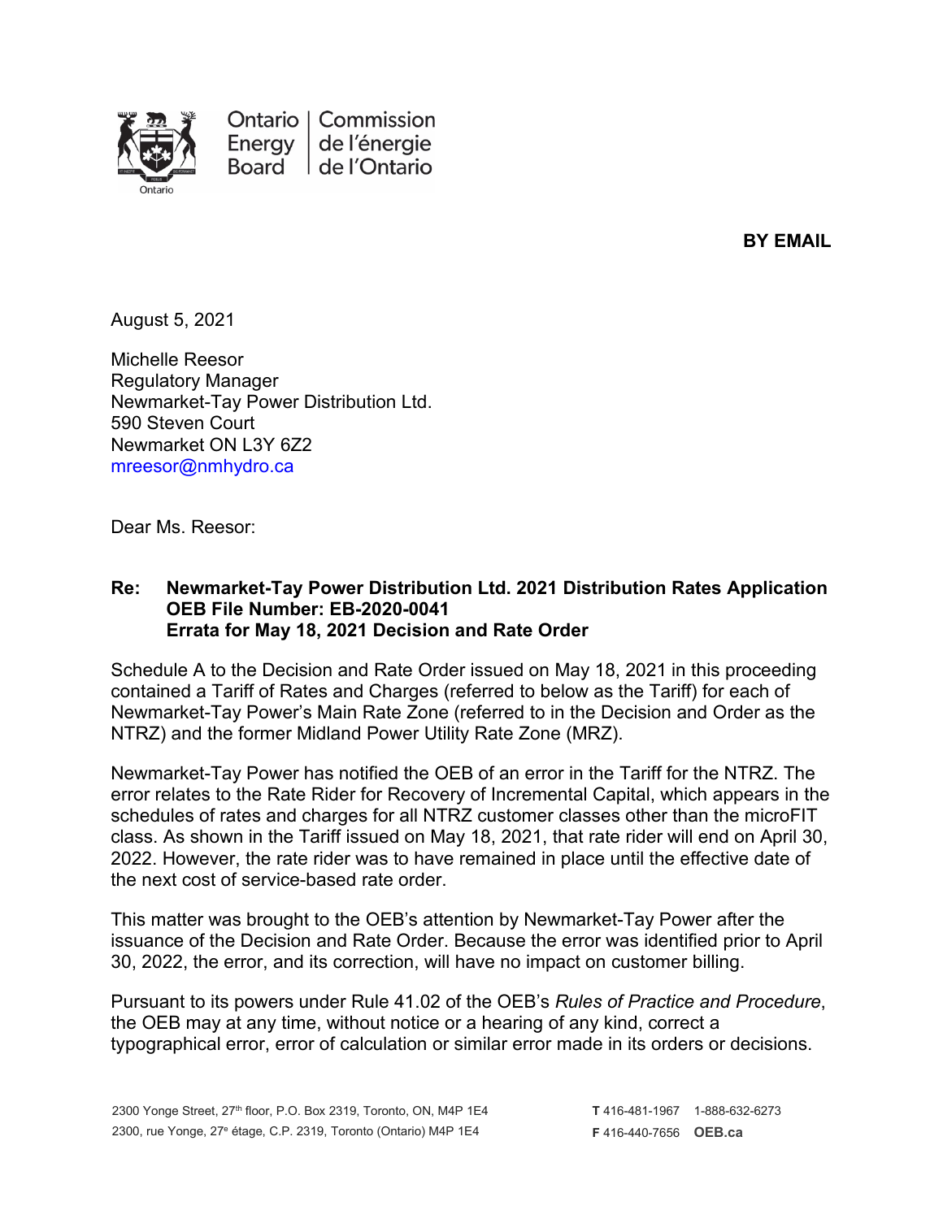Ontario Energy Board | Commission de l'énergie de l'Ontario

**BY EMAIL**

August 5, 2021

Michelle Reesor
Regulatory Manager
Newmarket-Tay Power Distribution Ltd.
590 Steven Court
Newmarket ON L3Y 6Z2
mreesor@nmhydro.ca

Dear Ms. Reesor:

**Re: Newmarket-Tay Power Distribution Ltd. 2021 Distribution Rates Application**
**OEB File Number: EB-2020-0041**
**Errata for May 18, 2021 Decision and Rate Order**

Schedule A to the Decision and Rate Order issued on May 18, 2021 in this proceeding contained a Tariff of Rates and Charges (referred to below as the Tariff) for each of Newmarket-Tay Power's Main Rate Zone (referred to in the Decision and Order as the NTRZ) and the former Midland Power Utility Rate Zone (MRZ).

Newmarket-Tay Power has notified the OEB of an error in the Tariff for the NTRZ. The error relates to the Rate Rider for Recovery of Incremental Capital, which appears in the schedules of rates and charges for all NTRZ customer classes other than the microFIT class. As shown in the Tariff issued on May 18, 2021, that rate rider will end on April 30, 2022. However, the rate rider was to have remained in place until the effective date of the next cost of service-based rate order.

This matter was brought to the OEB's attention by Newmarket-Tay Power after the issuance of the Decision and Rate Order. Because the error was identified prior to April 30, 2022, the error, and its correction, will have no impact on customer billing.

Pursuant to its powers under Rule 41.02 of the OEB's *Rules of Practice and Procedure*, the OEB may at any time, without notice or a hearing of any kind, correct a typographical error, error of calculation or similar error made in its orders or decisions.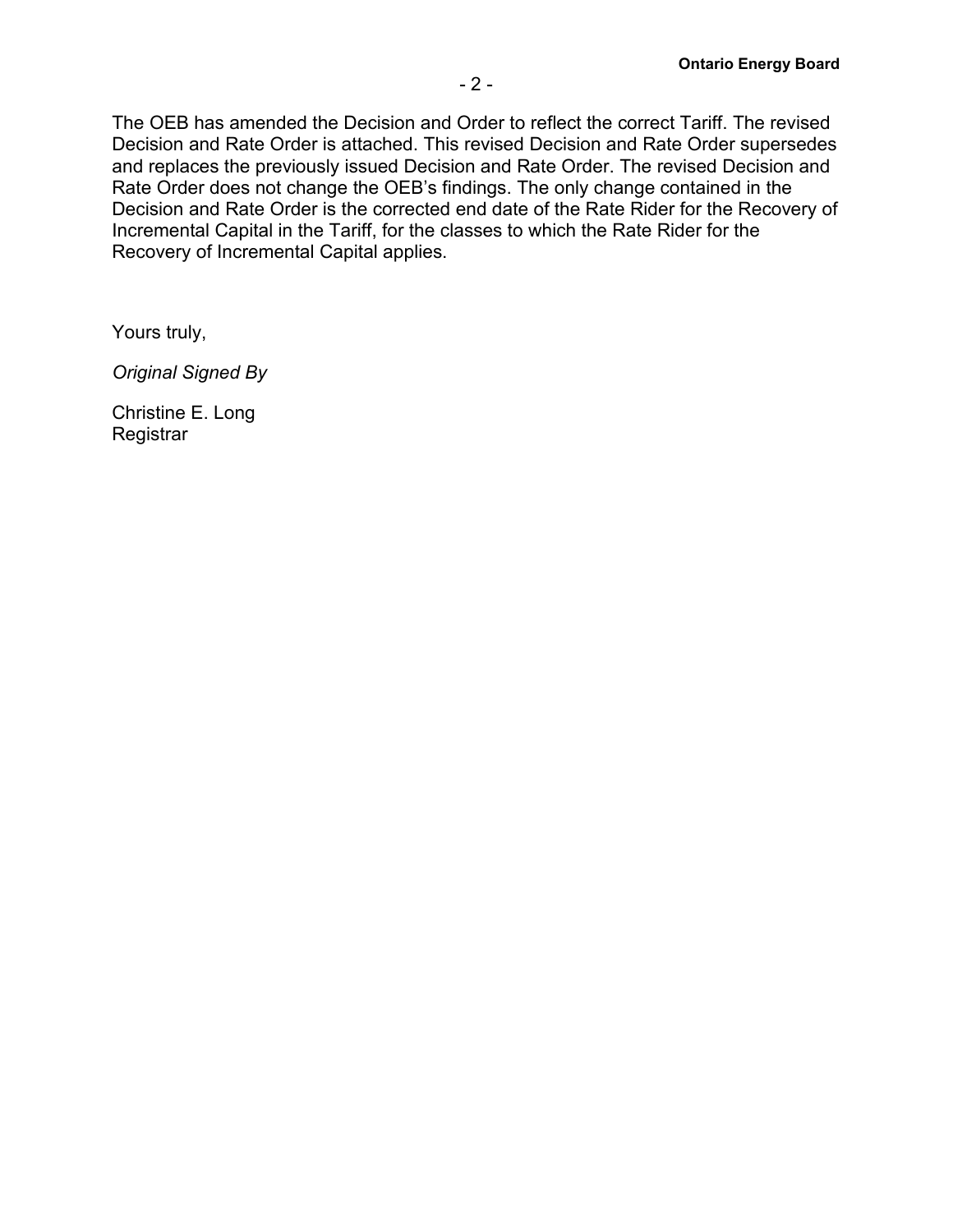The OEB has amended the Decision and Order to reflect the correct Tariff. The revised Decision and Rate Order is attached. This revised Decision and Rate Order supersedes and replaces the previously issued Decision and Rate Order. The revised Decision and Rate Order does not change the OEB's findings. The only change contained in the Decision and Rate Order is the corrected end date of the Rate Rider for the Recovery of Incremental Capital in the Tariff, for the classes to which the Rate Rider for the Recovery of Incremental Capital applies.

Yours truly,

*Original Signed By*

Christine E. Long
Registrar